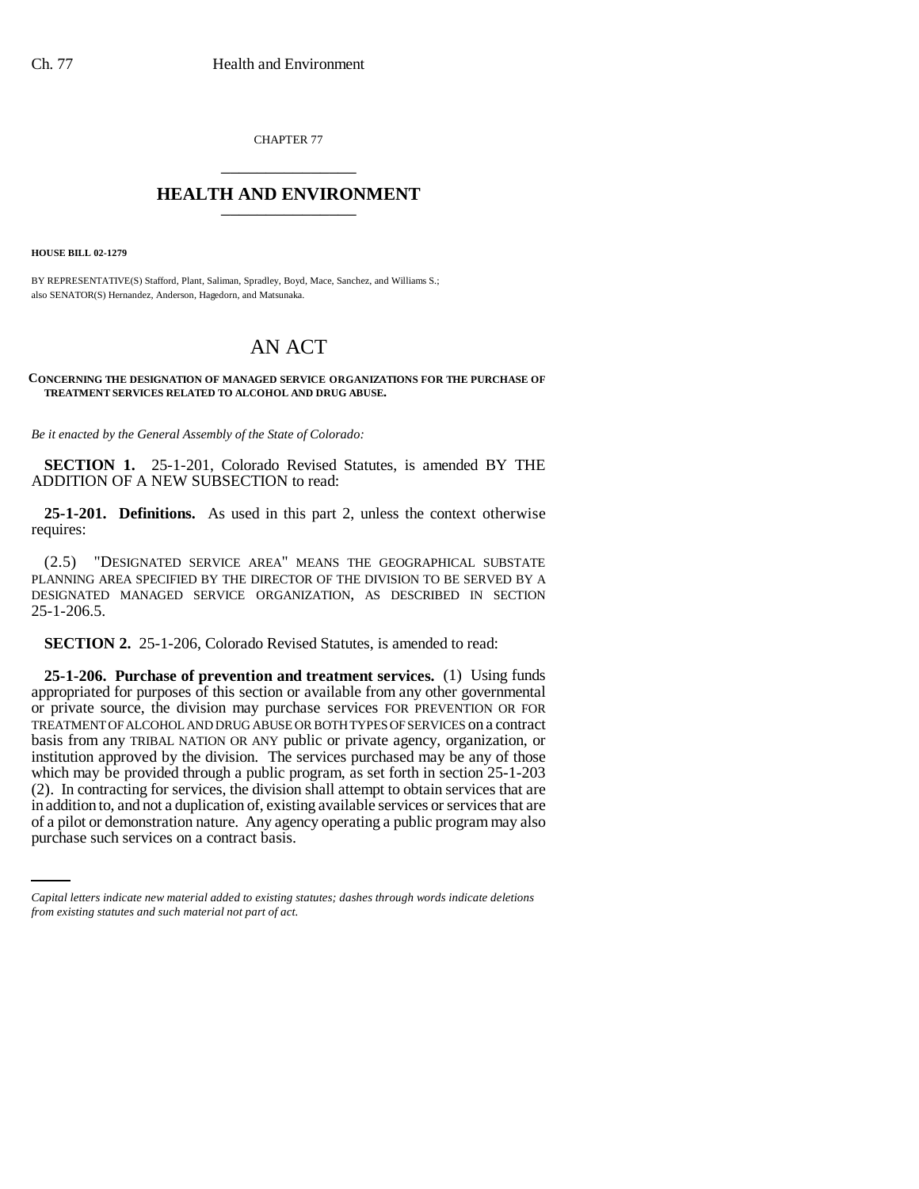CHAPTER 77

# HEALTH AND ENVIRONMENT

**HOUSE BILL 02-1279**

BY REPRESENTATIVE(S) Stafford, Plant, Saliman, Spradley, Boyd, Mace, Sanchez, and Williams S.; also SENATOR(S) Hernandez, Anderson, Hagedorn, and Matsunaka.

## AN ACT

**CONCERNING THE DESIGNATION OF MANAGED SERVICE ORGANIZATIONS FOR THE PURCHASE OF TREATMENT SERVICES RELATED TO ALCOHOL AND DRUG ABUSE.**

*Be it enacted by the General Assembly of the State of Colorado:*

**SECTION 1.** 25-1-201, Colorado Revised Statutes, is amended BY THE ADDITION OF A NEW SUBSECTION to read:

**25-1-201. Definitions.** As used in this part 2, unless the context otherwise requires:

(2.5) "DESIGNATED SERVICE AREA" MEANS THE GEOGRAPHICAL SUBSTATE PLANNING AREA SPECIFIED BY THE DIRECTOR OF THE DIVISION TO BE SERVED BY A DESIGNATED MANAGED SERVICE ORGANIZATION, AS DESCRIBED IN SECTION 25-1-206.5.

**SECTION 2.** 25-1-206, Colorado Revised Statutes, is amended to read:

**25-1-206. Purchase of prevention and treatment services.** (1) Using funds appropriated for purposes of this section or available from any other governmental or private source, the division may purchase services FOR PREVENTION OR FOR TREATMENT OF ALCOHOL AND DRUG ABUSE OR BOTH TYPES OF SERVICES on a contract basis from any TRIBAL NATION OR ANY public or private agency, organization, or institution approved by the division. The services purchased may be any of those which may be provided through a public program, as set forth in section 25-1-203 (2). In contracting for services, the division shall attempt to obtain services that are in addition to, and not a duplication of, existing available services or services that are of a pilot or demonstration nature. Any agency operating a public program may also purchase such services on a contract basis.

*Capital letters indicate new material added to existing statutes; dashes through words indicate deletions from existing statutes and such material not part of act.*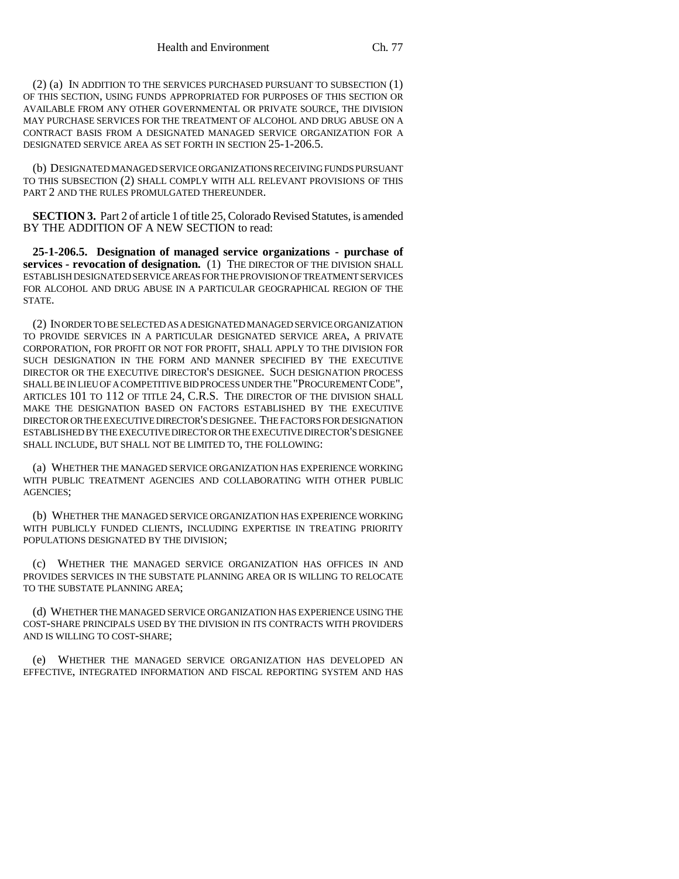(2) (a) IN ADDITION TO THE SERVICES PURCHASED PURSUANT TO SUBSECTION (1) OF THIS SECTION, USING FUNDS APPROPRIATED FOR PURPOSES OF THIS SECTION OR AVAILABLE FROM ANY OTHER GOVERNMENTAL OR PRIVATE SOURCE, THE DIVISION MAY PURCHASE SERVICES FOR THE TREATMENT OF ALCOHOL AND DRUG ABUSE ON A CONTRACT BASIS FROM A DESIGNATED MANAGED SERVICE ORGANIZATION FOR A DESIGNATED SERVICE AREA AS SET FORTH IN SECTION 25-1-206.5.

(b) DESIGNATED MANAGED SERVICE ORGANIZATIONS RECEIVING FUNDS PURSUANT TO THIS SUBSECTION (2) SHALL COMPLY WITH ALL RELEVANT PROVISIONS OF THIS PART 2 AND THE RULES PROMULGATED THEREUNDER.

**SECTION 3.** Part 2 of article 1 of title 25, Colorado Revised Statutes, is amended BY THE ADDITION OF A NEW SECTION to read:

**25-1-206.5. Designation of managed service organizations - purchase of services - revocation of designation.** (1) THE DIRECTOR OF THE DIVISION SHALL ESTABLISH DESIGNATED SERVICE AREAS FOR THE PROVISION OF TREATMENT SERVICES FOR ALCOHOL AND DRUG ABUSE IN A PARTICULAR GEOGRAPHICAL REGION OF THE STATE.

(2) IN ORDER TO BE SELECTED AS A DESIGNATED MANAGED SERVICE ORGANIZATION TO PROVIDE SERVICES IN A PARTICULAR DESIGNATED SERVICE AREA, A PRIVATE CORPORATION, FOR PROFIT OR NOT FOR PROFIT, SHALL APPLY TO THE DIVISION FOR SUCH DESIGNATION IN THE FORM AND MANNER SPECIFIED BY THE EXECUTIVE DIRECTOR OR THE EXECUTIVE DIRECTOR'S DESIGNEE. SUCH DESIGNATION PROCESS SHALL BE IN LIEU OF A COMPETITIVE BID PROCESS UNDER THE "PROCUREMENT CODE", ARTICLES 101 TO 112 OF TITLE 24, C.R.S. THE DIRECTOR OF THE DIVISION SHALL MAKE THE DESIGNATION BASED ON FACTORS ESTABLISHED BY THE EXECUTIVE DIRECTOR OR THE EXECUTIVE DIRECTOR'S DESIGNEE. THE FACTORS FOR DESIGNATION ESTABLISHED BY THE EXECUTIVE DIRECTOR OR THE EXECUTIVE DIRECTOR'S DESIGNEE SHALL INCLUDE, BUT SHALL NOT BE LIMITED TO, THE FOLLOWING:

(a) WHETHER THE MANAGED SERVICE ORGANIZATION HAS EXPERIENCE WORKING WITH PUBLIC TREATMENT AGENCIES AND COLLABORATING WITH OTHER PUBLIC AGENCIES;

(b) WHETHER THE MANAGED SERVICE ORGANIZATION HAS EXPERIENCE WORKING WITH PUBLICLY FUNDED CLIENTS, INCLUDING EXPERTISE IN TREATING PRIORITY POPULATIONS DESIGNATED BY THE DIVISION;

(c) WHETHER THE MANAGED SERVICE ORGANIZATION HAS OFFICES IN AND PROVIDES SERVICES IN THE SUBSTATE PLANNING AREA OR IS WILLING TO RELOCATE TO THE SUBSTATE PLANNING AREA;

(d) WHETHER THE MANAGED SERVICE ORGANIZATION HAS EXPERIENCE USING THE COST-SHARE PRINCIPALS USED BY THE DIVISION IN ITS CONTRACTS WITH PROVIDERS AND IS WILLING TO COST-SHARE;

(e) WHETHER THE MANAGED SERVICE ORGANIZATION HAS DEVELOPED AN EFFECTIVE, INTEGRATED INFORMATION AND FISCAL REPORTING SYSTEM AND HAS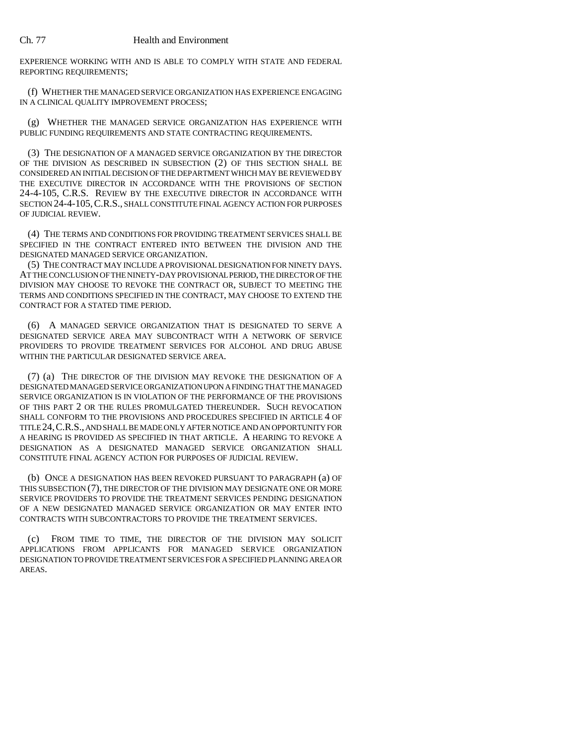EXPERIENCE WORKING WITH AND IS ABLE TO COMPLY WITH STATE AND FEDERAL REPORTING REQUIREMENTS;

(f) WHETHER THE MANAGED SERVICE ORGANIZATION HAS EXPERIENCE ENGAGING IN A CLINICAL QUALITY IMPROVEMENT PROCESS;

(g) WHETHER THE MANAGED SERVICE ORGANIZATION HAS EXPERIENCE WITH PUBLIC FUNDING REQUIREMENTS AND STATE CONTRACTING REQUIREMENTS.

(3) THE DESIGNATION OF A MANAGED SERVICE ORGANIZATION BY THE DIRECTOR OF THE DIVISION AS DESCRIBED IN SUBSECTION (2) OF THIS SECTION SHALL BE CONSIDERED AN INITIAL DECISION OF THE DEPARTMENT WHICH MAY BE REVIEWED BY THE EXECUTIVE DIRECTOR IN ACCORDANCE WITH THE PROVISIONS OF SECTION 24-4-105, C.R.S. REVIEW BY THE EXECUTIVE DIRECTOR IN ACCORDANCE WITH SECTION 24-4-105, C.R.S., SHALL CONSTITUTE FINAL AGENCY ACTION FOR PURPOSES OF JUDICIAL REVIEW.

(4) THE TERMS AND CONDITIONS FOR PROVIDING TREATMENT SERVICES SHALL BE SPECIFIED IN THE CONTRACT ENTERED INTO BETWEEN THE DIVISION AND THE DESIGNATED MANAGED SERVICE ORGANIZATION.

(5) THE CONTRACT MAY INCLUDE A PROVISIONAL DESIGNATION FOR NINETY DAYS. AT THE CONCLUSION OF THE NINETY-DAY PROVISIONAL PERIOD, THE DIRECTOR OF THE DIVISION MAY CHOOSE TO REVOKE THE CONTRACT OR, SUBJECT TO MEETING THE TERMS AND CONDITIONS SPECIFIED IN THE CONTRACT, MAY CHOOSE TO EXTEND THE CONTRACT FOR A STATED TIME PERIOD.

(6) A MANAGED SERVICE ORGANIZATION THAT IS DESIGNATED TO SERVE A DESIGNATED SERVICE AREA MAY SUBCONTRACT WITH A NETWORK OF SERVICE PROVIDERS TO PROVIDE TREATMENT SERVICES FOR ALCOHOL AND DRUG ABUSE WITHIN THE PARTICULAR DESIGNATED SERVICE AREA.

(7) (a) THE DIRECTOR OF THE DIVISION MAY REVOKE THE DESIGNATION OF A DESIGNATED MANAGED SERVICE ORGANIZATION UPON A FINDING THAT THE MANAGED SERVICE ORGANIZATION IS IN VIOLATION OF THE PERFORMANCE OF THE PROVISIONS OF THIS PART 2 OR THE RULES PROMULGATED THEREUNDER. SUCH REVOCATION SHALL CONFORM TO THE PROVISIONS AND PROCEDURES SPECIFIED IN ARTICLE 4 OF TITLE 24, C.R.S., AND SHALL BE MADE ONLY AFTER NOTICE AND AN OPPORTUNITY FOR A HEARING IS PROVIDED AS SPECIFIED IN THAT ARTICLE. A HEARING TO REVOKE A DESIGNATION AS A DESIGNATED MANAGED SERVICE ORGANIZATION SHALL CONSTITUTE FINAL AGENCY ACTION FOR PURPOSES OF JUDICIAL REVIEW.

(b) ONCE A DESIGNATION HAS BEEN REVOKED PURSUANT TO PARAGRAPH (a) OF THIS SUBSECTION (7), THE DIRECTOR OF THE DIVISION MAY DESIGNATE ONE OR MORE SERVICE PROVIDERS TO PROVIDE THE TREATMENT SERVICES PENDING DESIGNATION OF A NEW DESIGNATED MANAGED SERVICE ORGANIZATION OR MAY ENTER INTO CONTRACTS WITH SUBCONTRACTORS TO PROVIDE THE TREATMENT SERVICES.

(c) FROM TIME TO TIME, THE DIRECTOR OF THE DIVISION MAY SOLICIT APPLICATIONS FROM APPLICANTS FOR MANAGED SERVICE ORGANIZATION DESIGNATION TO PROVIDE TREATMENT SERVICES FOR A SPECIFIED PLANNING AREA OR AREAS.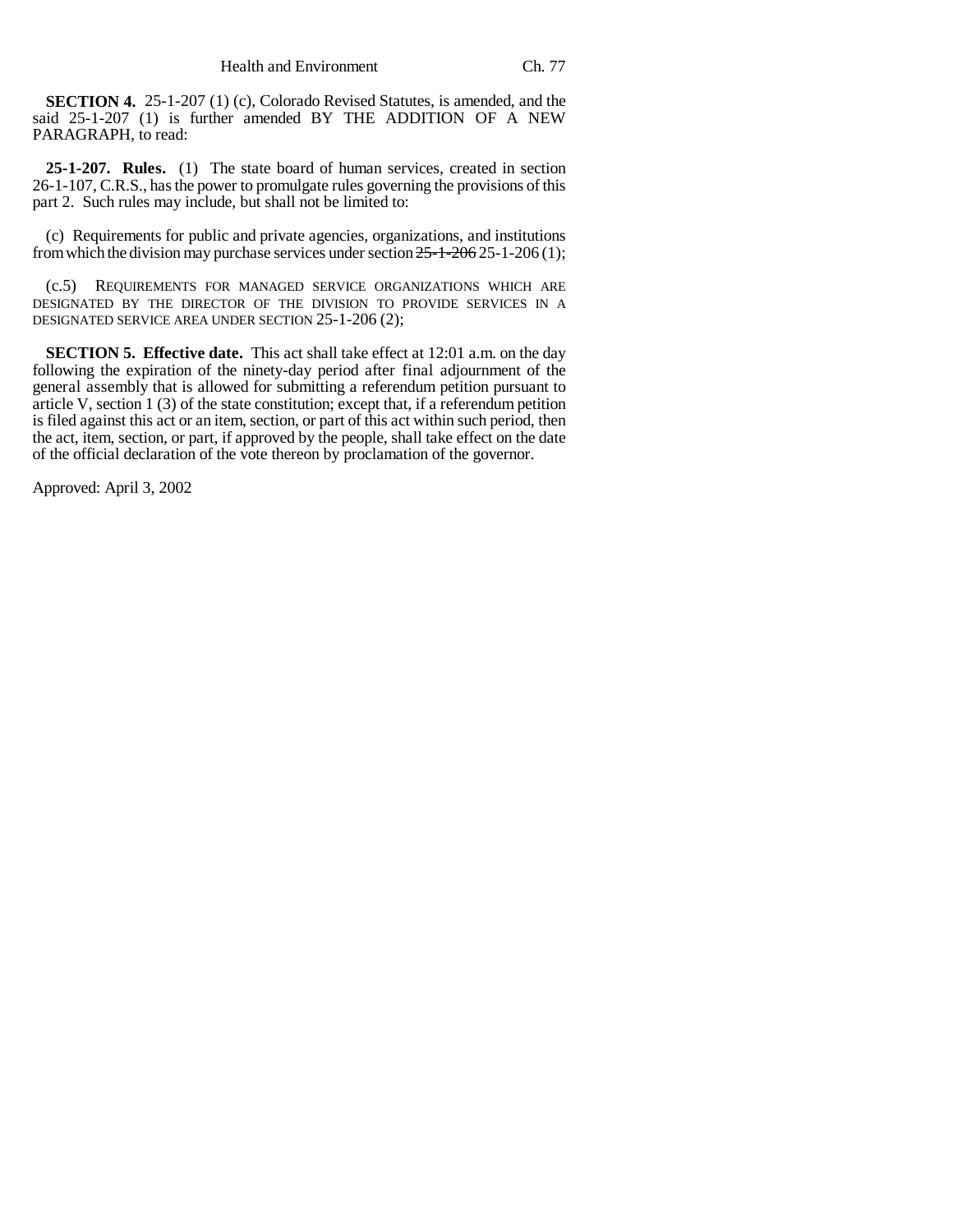**SECTION 4.** 25-1-207 (1) (c), Colorado Revised Statutes, is amended, and the said 25-1-207 (1) is further amended BY THE ADDITION OF A NEW PARAGRAPH, to read:

**25-1-207. Rules.** (1) The state board of human services, created in section 26-1-107, C.R.S., has the power to promulgate rules governing the provisions of this part 2. Such rules may include, but shall not be limited to:

(c) Requirements for public and private agencies, organizations, and institutions from which the division may purchase services under section ~~25-1-206~~ 25-1-206 (1);

(c.5) REQUIREMENTS FOR MANAGED SERVICE ORGANIZATIONS WHICH ARE DESIGNATED BY THE DIRECTOR OF THE DIVISION TO PROVIDE SERVICES IN A DESIGNATED SERVICE AREA UNDER SECTION 25-1-206 (2);

**SECTION 5. Effective date.** This act shall take effect at 12:01 a.m. on the day following the expiration of the ninety-day period after final adjournment of the general assembly that is allowed for submitting a referendum petition pursuant to article V, section 1 (3) of the state constitution; except that, if a referendum petition is filed against this act or an item, section, or part of this act within such period, then the act, item, section, or part, if approved by the people, shall take effect on the date of the official declaration of the vote thereon by proclamation of the governor.

Approved: April 3, 2002